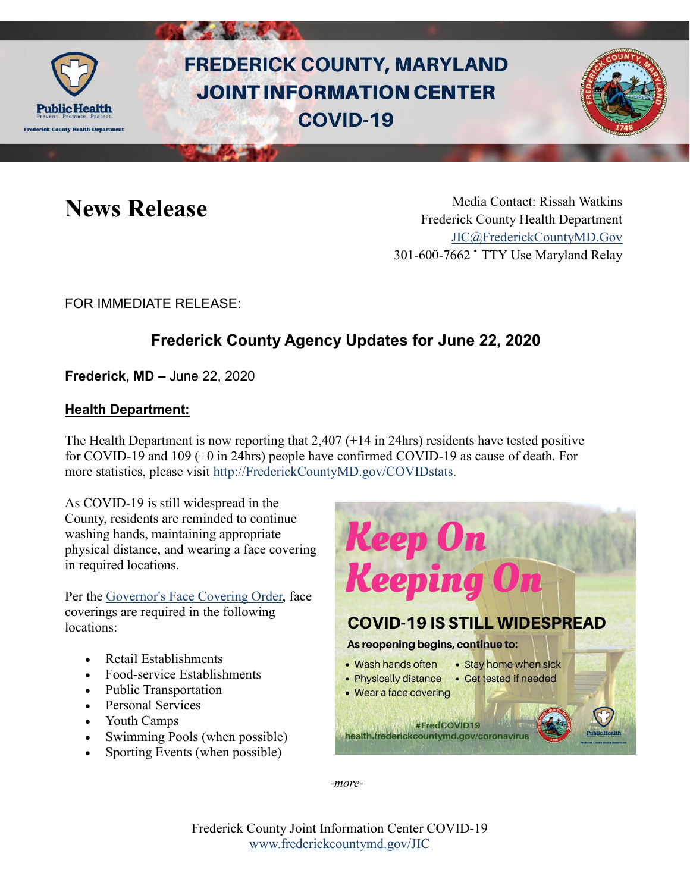# FREDERICK COUNTY, MARYLAND JOINT INFORMATION CENTER COVID-19

## News Release

Media Contact: Rissah Watkins
Frederick County Health Department
JIC@FrederickCountyMD.Gov
301-600-7662 • TTY Use Maryland Relay

FOR IMMEDIATE RELEASE:

## Frederick County Agency Updates for June 22, 2020

**Frederick, MD –** June 22, 2020

### Health Department:

The Health Department is now reporting that 2,407 (+14 in 24hrs) residents have tested positive for COVID-19 and 109 (+0 in 24hrs) people have confirmed COVID-19 as cause of death. For more statistics, please visit http://FrederickCountyMD.gov/COVIDstats.

As COVID-19 is still widespread in the County, residents are reminded to continue washing hands, maintaining appropriate physical distance, and wearing a face covering in required locations.

Per the Governor's Face Covering Order, face coverings are required in the following locations:

- Retail Establishments
- Food-service Establishments
- Public Transportation
- Personal Services
- Youth Camps
- Swimming Pools (when possible)
- Sporting Events (when possible)

**Keep On Keeping On**

**COVID-19 IS STILL WIDESPREAD**

**As reopening begins, continue to:**

- Wash hands often
- Physically distance
- Wear a face covering
- Stay home when sick
- Get tested if needed

#FredCOVID19
health.frederickcountymd.gov/coronavirus

*-more-*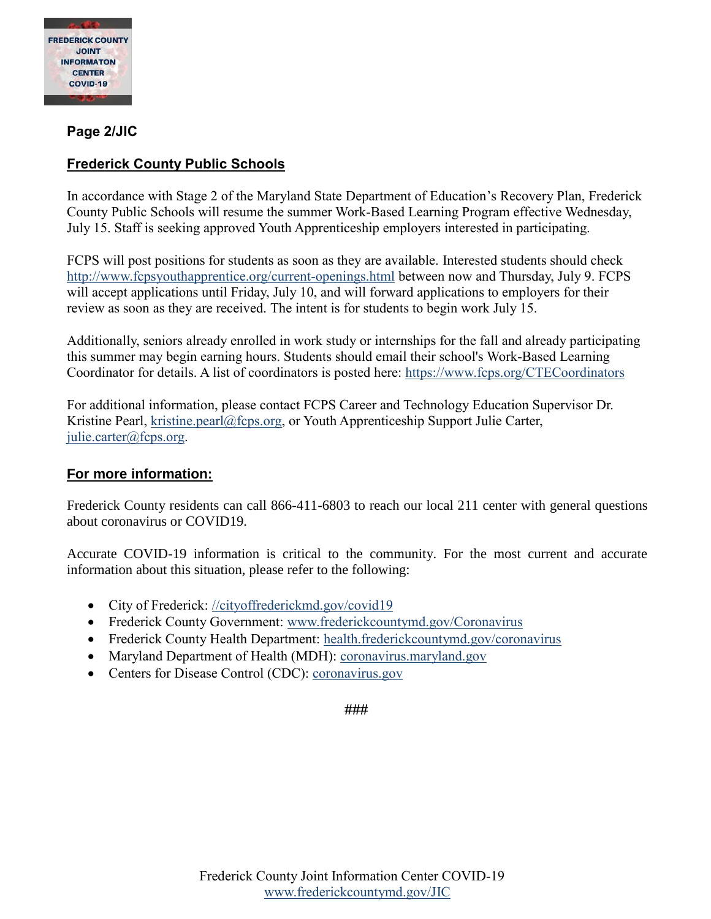## Frederick County Public Schools

In accordance with Stage 2 of the Maryland State Department of Education's Recovery Plan, Frederick County Public Schools will resume the summer Work-Based Learning Program effective Wednesday, July 15. Staff is seeking approved Youth Apprenticeship employers interested in participating.

FCPS will post positions for students as soon as they are available. Interested students should check http://www.fcpsyouthapprentice.org/current-openings.html between now and Thursday, July 9. FCPS will accept applications until Friday, July 10, and will forward applications to employers for their review as soon as they are received. The intent is for students to begin work July 15.

Additionally, seniors already enrolled in work study or internships for the fall and already participating this summer may begin earning hours. Students should email their school's Work-Based Learning Coordinator for details. A list of coordinators is posted here: https://www.fcps.org/CTECoordinators

For additional information, please contact FCPS Career and Technology Education Supervisor Dr. Kristine Pearl, kristine.pearl@fcps.org, or Youth Apprenticeship Support Julie Carter, julie.carter@fcps.org.

## For more information:

Frederick County residents can call 866-411-6803 to reach our local 211 center with general questions about coronavirus or COVID19.

Accurate COVID-19 information is critical to the community. For the most current and accurate information about this situation, please refer to the following:

- City of Frederick: //cityoffrederickmd.gov/covid19
- Frederick County Government: www.frederickcountymd.gov/Coronavirus
- Frederick County Health Department: health.frederickcountymd.gov/coronavirus
- Maryland Department of Health (MDH): coronavirus.maryland.gov
- Centers for Disease Control (CDC): coronavirus.gov

###